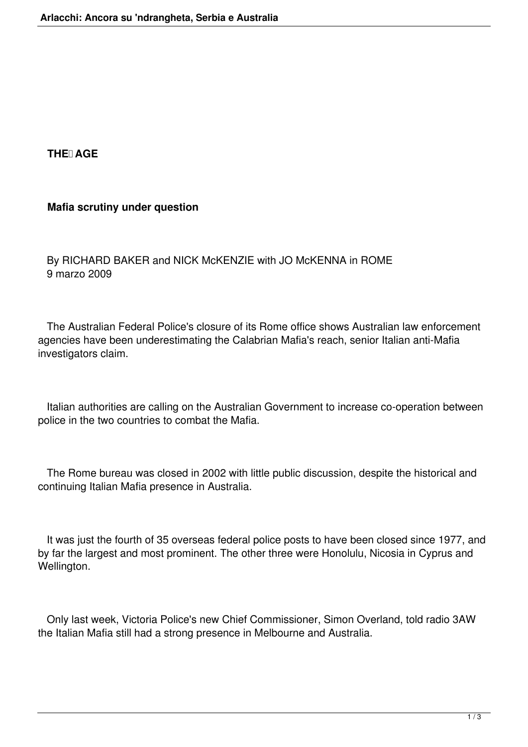**THE AGE**

**Mafia scrutiny under question**

By RICHARD BAKER and NICK McKENZIE with JO McKENNA in ROME
9 marzo 2009

The Australian Federal Police's closure of its Rome office shows Australian law enforcement agencies have been underestimating the Calabrian Mafia's reach, senior Italian anti-Mafia investigators claim.

Italian authorities are calling on the Australian Government to increase co-operation between police in the two countries to combat the Mafia.

The Rome bureau was closed in 2002 with little public discussion, despite the historical and continuing Italian Mafia presence in Australia.

It was just the fourth of 35 overseas federal police posts to have been closed since 1977, and by far the largest and most prominent. The other three were Honolulu, Nicosia in Cyprus and Wellington.

Only last week, Victoria Police's new Chief Commissioner, Simon Overland, told radio 3AW the Italian Mafia still had a strong presence in Melbourne and Australia.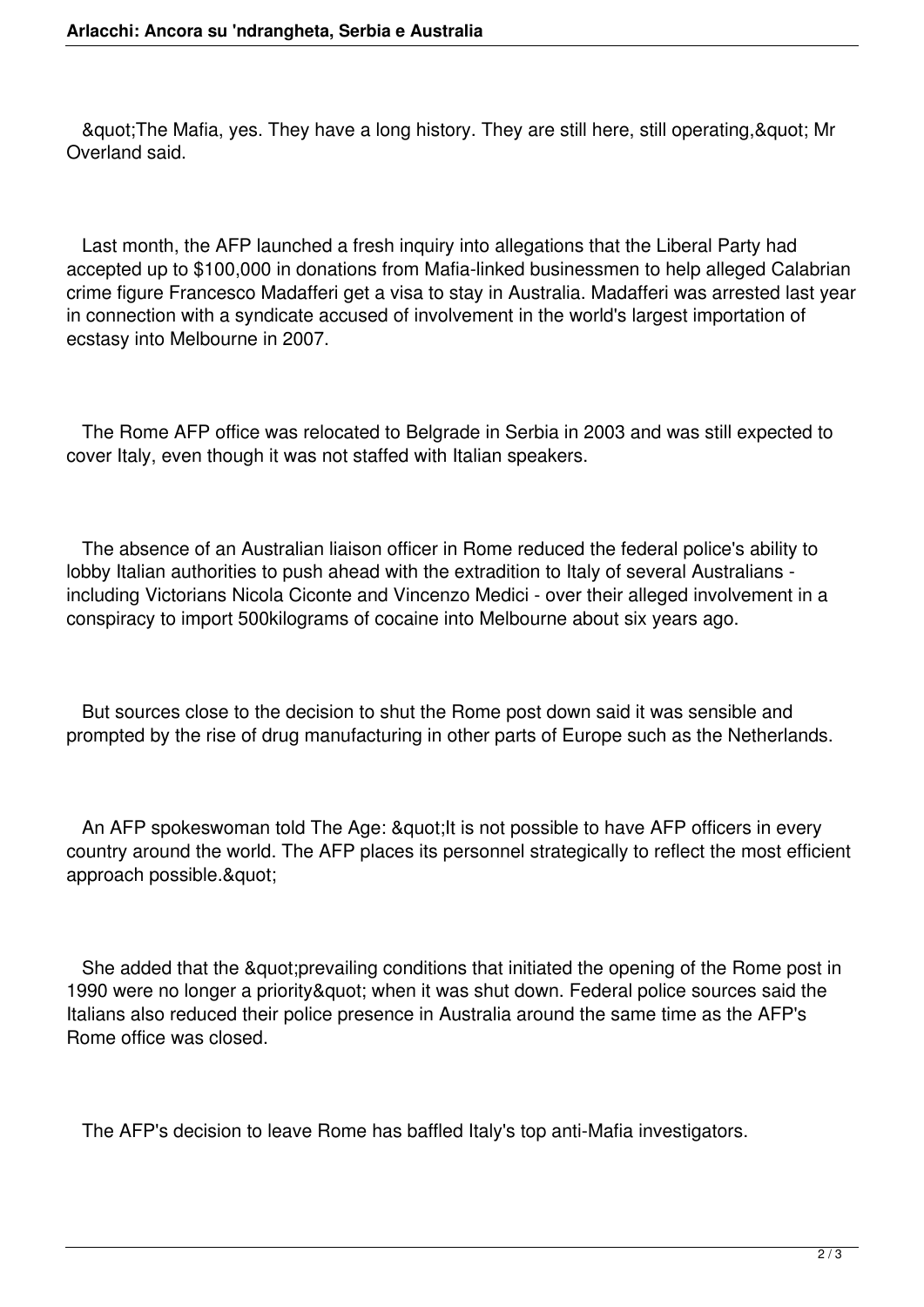&quot;The Mafia, yes. They have a long history. They are still here, still operating,&quot; Mr Overland said.

Last month, the AFP launched a fresh inquiry into allegations that the Liberal Party had accepted up to $100,000 in donations from Mafia-linked businessmen to help alleged Calabrian crime figure Francesco Madafferi get a visa to stay in Australia. Madafferi was arrested last year in connection with a syndicate accused of involvement in the world's largest importation of ecstasy into Melbourne in 2007.

The Rome AFP office was relocated to Belgrade in Serbia in 2003 and was still expected to cover Italy, even though it was not staffed with Italian speakers.

The absence of an Australian liaison officer in Rome reduced the federal police's ability to lobby Italian authorities to push ahead with the extradition to Italy of several Australians - including Victorians Nicola Ciconte and Vincenzo Medici - over their alleged involvement in a conspiracy to import 500kilograms of cocaine into Melbourne about six years ago.

But sources close to the decision to shut the Rome post down said it was sensible and prompted by the rise of drug manufacturing in other parts of Europe such as the Netherlands.

An AFP spokeswoman told The Age: &quot;It is not possible to have AFP officers in every country around the world. The AFP places its personnel strategically to reflect the most efficient approach possible.&quot;

She added that the &quot;prevailing conditions that initiated the opening of the Rome post in 1990 were no longer a priority&quot; when it was shut down. Federal police sources said the Italians also reduced their police presence in Australia around the same time as the AFP's Rome office was closed.

The AFP's decision to leave Rome has baffled Italy's top anti-Mafia investigators.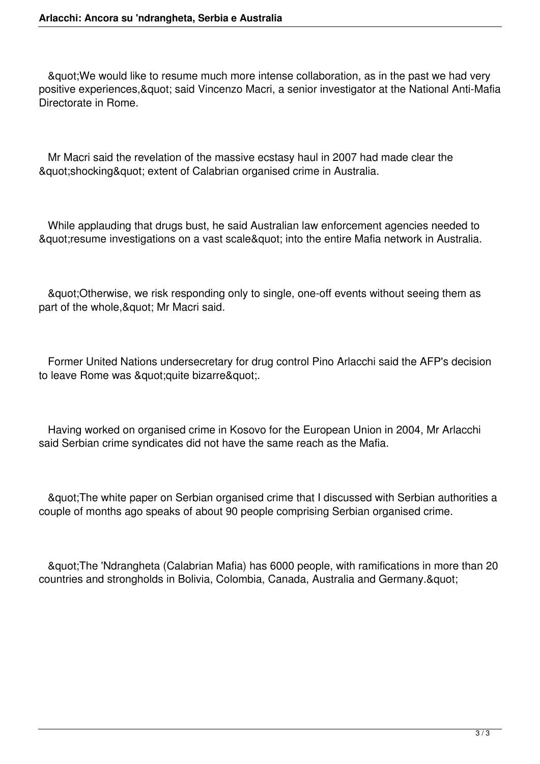&quot;We would like to resume much more intense collaboration, as in the past we had very positive experiences,&quot; said Vincenzo Macri, a senior investigator at the National Anti-Mafia Directorate in Rome.

Mr Macri said the revelation of the massive ecstasy haul in 2007 had made clear the &quot;shocking&quot; extent of Calabrian organised crime in Australia.

While applauding that drugs bust, he said Australian law enforcement agencies needed to &quot;resume investigations on a vast scale&quot; into the entire Mafia network in Australia.

&quot;Otherwise, we risk responding only to single, one-off events without seeing them as part of the whole,&quot; Mr Macri said.

Former United Nations undersecretary for drug control Pino Arlacchi said the AFP's decision to leave Rome was &quot;quite bizarre&quot;.

Having worked on organised crime in Kosovo for the European Union in 2004, Mr Arlacchi said Serbian crime syndicates did not have the same reach as the Mafia.

&quot;The white paper on Serbian organised crime that I discussed with Serbian authorities a couple of months ago speaks of about 90 people comprising Serbian organised crime.

&quot;The 'Ndrangheta (Calabrian Mafia) has 6000 people, with ramifications in more than 20 countries and strongholds in Bolivia, Colombia, Canada, Australia and Germany.&quot;